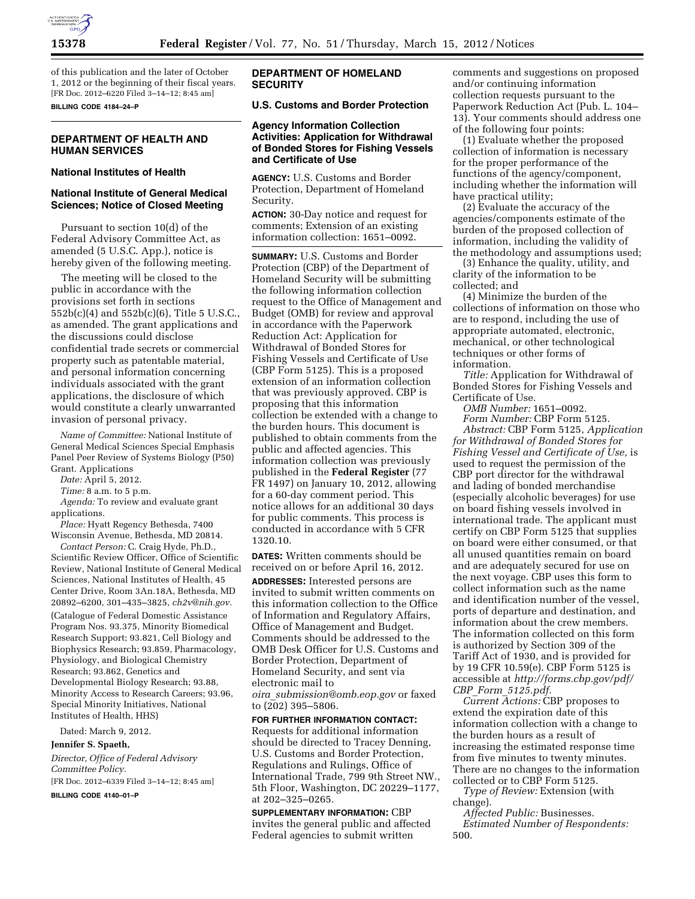of this publication and the later of October 1, 2012 or the beginning of their fiscal years.

[FR Doc. 2012–6220 Filed 3–14–12; 8:45 am]

**BILLING CODE 4184–24–P**

## DEPARTMENT OF HEALTH AND HUMAN SERVICES

### National Institutes of Health

### National Institute of General Medical Sciences; Notice of Closed Meeting

Pursuant to section 10(d) of the Federal Advisory Committee Act, as amended (5 U.S.C. App.), notice is hereby given of the following meeting.

The meeting will be closed to the public in accordance with the provisions set forth in sections 552b(c)(4) and 552b(c)(6), Title 5 U.S.C., as amended. The grant applications and the discussions could disclose confidential trade secrets or commercial property such as patentable material, and personal information concerning individuals associated with the grant applications, the disclosure of which would constitute a clearly unwarranted invasion of personal privacy.

*Name of Committee:* National Institute of General Medical Sciences Special Emphasis Panel Peer Review of Systems Biology (P50) Grant. Applications

*Date:* April 5, 2012.

*Time:* 8 a.m. to 5 p.m.

*Agenda:* To review and evaluate grant applications.

*Place:* Hyatt Regency Bethesda, 7400 Wisconsin Avenue, Bethesda, MD 20814.

*Contact Person:* C. Craig Hyde, Ph.D., Scientific Review Officer, Office of Scientific Review, National Institute of General Medical Sciences, National Institutes of Health, 45 Center Drive, Room 3An.18A, Bethesda, MD 20892–6200, 301–435–3825, *ch2v@nih.gov.*

(Catalogue of Federal Domestic Assistance Program Nos. 93.375, Minority Biomedical Research Support; 93.821, Cell Biology and Biophysics Research; 93.859, Pharmacology, Physiology, and Biological Chemistry Research; 93.862, Genetics and Developmental Biology Research; 93.88, Minority Access to Research Careers; 93.96, Special Minority Initiatives, National Institutes of Health, HHS)

Dated: March 9, 2012.

**Jennifer S. Spaeth,**

*Director, Office of Federal Advisory Committee Policy.*

[FR Doc. 2012–6339 Filed 3–14–12; 8:45 am]

**BILLING CODE 4140–01–P**

## DEPARTMENT OF HOMELAND SECURITY

### U.S. Customs and Border Protection

### Agency Information Collection Activities: Application for Withdrawal of Bonded Stores for Fishing Vessels and Certificate of Use

**AGENCY:** U.S. Customs and Border Protection, Department of Homeland Security.

**ACTION:** 30-Day notice and request for comments; Extension of an existing information collection: 1651–0092.

**SUMMARY:** U.S. Customs and Border Protection (CBP) of the Department of Homeland Security will be submitting the following information collection request to the Office of Management and Budget (OMB) for review and approval in accordance with the Paperwork Reduction Act: Application for Withdrawal of Bonded Stores for Fishing Vessels and Certificate of Use (CBP Form 5125). This is a proposed extension of an information collection that was previously approved. CBP is proposing that this information collection be extended with a change to the burden hours. This document is published to obtain comments from the public and affected agencies. This information collection was previously published in the **Federal Register** (77 FR 1497) on January 10, 2012, allowing for a 60-day comment period. This notice allows for an additional 30 days for public comments. This process is conducted in accordance with 5 CFR 1320.10.

**DATES:** Written comments should be received on or before April 16, 2012.

**ADDRESSES:** Interested persons are invited to submit written comments on this information collection to the Office of Information and Regulatory Affairs, Office of Management and Budget. Comments should be addressed to the OMB Desk Officer for U.S. Customs and Border Protection, Department of Homeland Security, and sent via electronic mail to *oira_submission@omb.eop.gov* or faxed to (202) 395–5806.

**FOR FURTHER INFORMATION CONTACT:** Requests for additional information should be directed to Tracey Denning, U.S. Customs and Border Protection, Regulations and Rulings, Office of International Trade, 799 9th Street NW., 5th Floor, Washington, DC 20229–1177, at 202–325–0265.

**SUPPLEMENTARY INFORMATION:** CBP invites the general public and affected Federal agencies to submit written comments and suggestions on proposed and/or continuing information collection requests pursuant to the Paperwork Reduction Act (Pub. L. 104–13). Your comments should address one of the following four points:

(1) Evaluate whether the proposed collection of information is necessary for the proper performance of the functions of the agency/component, including whether the information will have practical utility;

(2) Evaluate the accuracy of the agencies/components estimate of the burden of the proposed collection of information, including the validity of the methodology and assumptions used;

(3) Enhance the quality, utility, and clarity of the information to be collected; and

(4) Minimize the burden of the collections of information on those who are to respond, including the use of appropriate automated, electronic, mechanical, or other technological techniques or other forms of information.

*Title:* Application for Withdrawal of Bonded Stores for Fishing Vessels and Certificate of Use.

*OMB Number:* 1651–0092.

*Form Number:* CBP Form 5125.

*Abstract:* CBP Form 5125, *Application for Withdrawal of Bonded Stores for Fishing Vessel and Certificate of Use,* is used to request the permission of the CBP port director for the withdrawal and lading of bonded merchandise (especially alcoholic beverages) for use on board fishing vessels involved in international trade. The applicant must certify on CBP Form 5125 that supplies on board were either consumed, or that all unused quantities remain on board and are adequately secured for use on the next voyage. CBP uses this form to collect information such as the name and identification number of the vessel, ports of departure and destination, and information about the crew members. The information collected on this form is authorized by Section 309 of the Tariff Act of 1930, and is provided for by 19 CFR 10.59(e). CBP Form 5125 is accessible at *http://forms.cbp.gov/pdf/CBP_Form_5125.pdf.*

*Current Actions:* CBP proposes to extend the expiration date of this information collection with a change to the burden hours as a result of increasing the estimated response time from five minutes to twenty minutes. There are no changes to the information collected or to CBP Form 5125.

*Type of Review:* Extension (with change).

*Affected Public:* Businesses.

*Estimated Number of Respondents:* 500.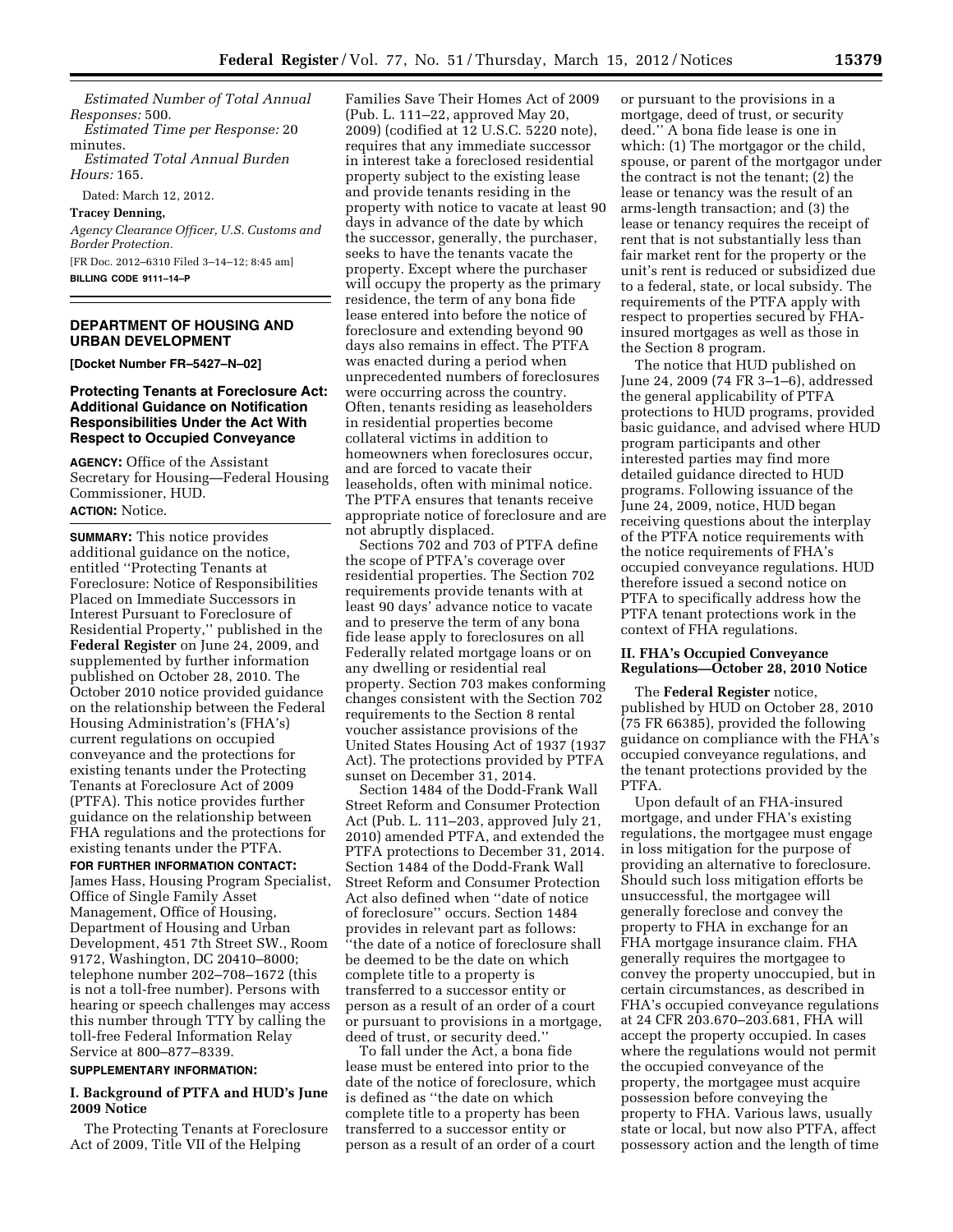*Estimated Number of Total Annual Responses:* 500.

*Estimated Time per Response:* 20 minutes.

*Estimated Total Annual Burden Hours:* 165.

Dated: March 12, 2012.

**Tracey Denning,**

*Agency Clearance Officer, U.S. Customs and Border Protection.*

[FR Doc. 2012–6310 Filed 3–14–12; 8:45 am]

**BILLING CODE 9111–14–P**

## DEPARTMENT OF HOUSING AND URBAN DEVELOPMENT

**[Docket Number FR–5427–N–02]**

## Protecting Tenants at Foreclosure Act: Additional Guidance on Notification Responsibilities Under the Act With Respect to Occupied Conveyance

**AGENCY:** Office of the Assistant Secretary for Housing—Federal Housing Commissioner, HUD.

**ACTION:** Notice.

**SUMMARY:** This notice provides additional guidance on the notice, entitled ''Protecting Tenants at Foreclosure: Notice of Responsibilities Placed on Immediate Successors in Interest Pursuant to Foreclosure of Residential Property,'' published in the **Federal Register** on June 24, 2009, and supplemented by further information published on October 28, 2010. The October 2010 notice provided guidance on the relationship between the Federal Housing Administration's (FHA's) current regulations on occupied conveyance and the protections for existing tenants under the Protecting Tenants at Foreclosure Act of 2009 (PTFA). This notice provides further guidance on the relationship between FHA regulations and the protections for existing tenants under the PTFA.

**FOR FURTHER INFORMATION CONTACT:** James Hass, Housing Program Specialist, Office of Single Family Asset Management, Office of Housing, Department of Housing and Urban Development, 451 7th Street SW., Room 9172, Washington, DC 20410–8000; telephone number 202–708–1672 (this is not a toll-free number). Persons with hearing or speech challenges may access this number through TTY by calling the toll-free Federal Information Relay Service at 800–877–8339.

**SUPPLEMENTARY INFORMATION:**

### I. Background of PTFA and HUD's June 2009 Notice

The Protecting Tenants at Foreclosure Act of 2009, Title VII of the Helping Families Save Their Homes Act of 2009 (Pub. L. 111–22, approved May 20, 2009) (codified at 12 U.S.C. 5220 note), requires that any immediate successor in interest take a foreclosed residential property subject to the existing lease and provide tenants residing in the property with notice to vacate at least 90 days in advance of the date by which the successor, generally, the purchaser, seeks to have the tenants vacate the property. Except where the purchaser will occupy the property as the primary residence, the term of any bona fide lease entered into before the notice of foreclosure and extending beyond 90 days also remains in effect. The PTFA was enacted during a period when unprecedented numbers of foreclosures were occurring across the country. Often, tenants residing as leaseholders in residential properties become collateral victims in addition to homeowners when foreclosures occur, and are forced to vacate their leaseholds, often with minimal notice. The PTFA ensures that tenants receive appropriate notice of foreclosure and are not abruptly displaced.

Sections 702 and 703 of PTFA define the scope of PTFA's coverage over residential properties. The Section 702 requirements provide tenants with at least 90 days' advance notice to vacate and to preserve the term of any bona fide lease apply to foreclosures on all Federally related mortgage loans or on any dwelling or residential real property. Section 703 makes conforming changes consistent with the Section 702 requirements to the Section 8 rental voucher assistance provisions of the United States Housing Act of 1937 (1937 Act). The protections provided by PTFA sunset on December 31, 2014.

Section 1484 of the Dodd-Frank Wall Street Reform and Consumer Protection Act (Pub. L. 111–203, approved July 21, 2010) amended PTFA, and extended the PTFA protections to December 31, 2014. Section 1484 of the Dodd-Frank Wall Street Reform and Consumer Protection Act also defined when ''date of notice of foreclosure'' occurs. Section 1484 provides in relevant part as follows: ''the date of a notice of foreclosure shall be deemed to be the date on which complete title to a property is transferred to a successor entity or person as a result of an order of a court or pursuant to provisions in a mortgage, deed of trust, or security deed.''

To fall under the Act, a bona fide lease must be entered into prior to the date of the notice of foreclosure, which is defined as ''the date on which complete title to a property has been transferred to a successor entity or person as a result of an order of a court or pursuant to the provisions in a mortgage, deed of trust, or security deed.'' A bona fide lease is one in which: (1) The mortgagor or the child, spouse, or parent of the mortgagor under the contract is not the tenant; (2) the lease or tenancy was the result of an arms-length transaction; and (3) the lease or tenancy requires the receipt of rent that is not substantially less than fair market rent for the property or the unit's rent is reduced or subsidized due to a federal, state, or local subsidy. The requirements of the PTFA apply with respect to properties secured by FHA-insured mortgages as well as those in the Section 8 program.

The notice that HUD published on June 24, 2009 (74 FR 3–1–6), addressed the general applicability of PTFA protections to HUD programs, provided basic guidance, and advised where HUD program participants and other interested parties may find more detailed guidance directed to HUD programs. Following issuance of the June 24, 2009, notice, HUD began receiving questions about the interplay of the PTFA notice requirements with the notice requirements of FHA's occupied conveyance regulations. HUD therefore issued a second notice on PTFA to specifically address how the PTFA tenant protections work in the context of FHA regulations.

### II. FHA's Occupied Conveyance Regulations—October 28, 2010 Notice

The **Federal Register** notice, published by HUD on October 28, 2010 (75 FR 66385), provided the following guidance on compliance with the FHA's occupied conveyance regulations, and the tenant protections provided by the PTFA.

Upon default of an FHA-insured mortgage, and under FHA's existing regulations, the mortgagee must engage in loss mitigation for the purpose of providing an alternative to foreclosure. Should such loss mitigation efforts be unsuccessful, the mortgagee will generally foreclose and convey the property to FHA in exchange for an FHA mortgage insurance claim. FHA generally requires the mortgagee to convey the property unoccupied, but in certain circumstances, as described in FHA's occupied conveyance regulations at 24 CFR 203.670–203.681, FHA will accept the property occupied. In cases where the regulations would not permit the occupied conveyance of the property, the mortgagee must acquire possession before conveying the property to FHA. Various laws, usually state or local, but now also PTFA, affect possessory action and the length of time